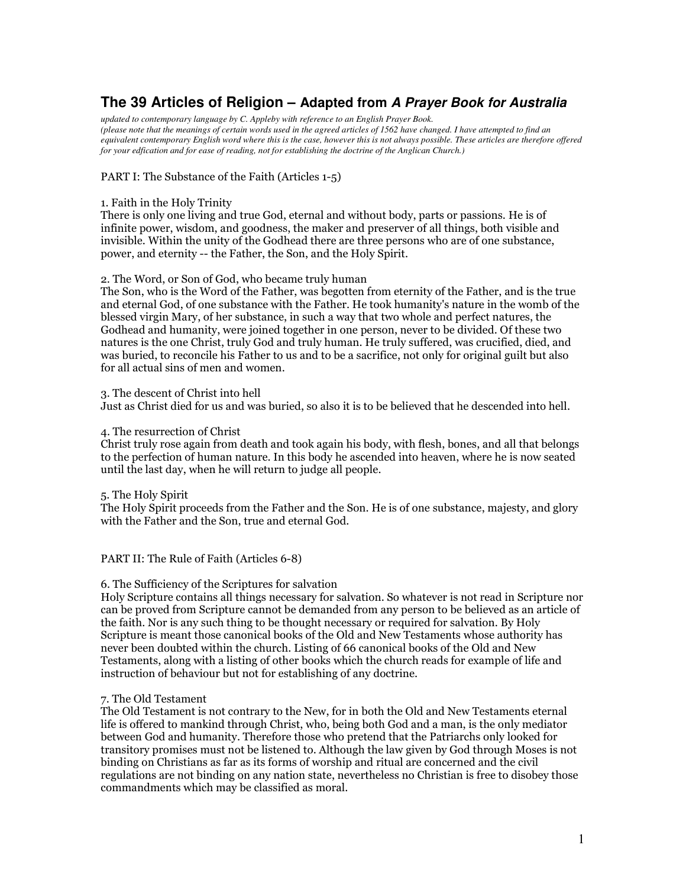# The 39 Articles of Religion – Adapted from *A Prayer Book for Australia*

*updated to contemporary language by C. Appleby with reference to an English Prayer Book.*
*(please note that the meanings of certain words used in the agreed articles of 1562 have changed. I have attempted to find an equivalent contemporary English word where this is the case, however this is not always possible. These articles are therefore offered for your edfication and for ease of reading, not for establishing the doctrine of the Anglican Church.)*

## PART I: The Substance of the Faith (Articles 1-5)

### 1. Faith in the Holy Trinity

There is only one living and true God, eternal and without body, parts or passions. He is of infinite power, wisdom, and goodness, the maker and preserver of all things, both visible and invisible. Within the unity of the Godhead there are three persons who are of one substance, power, and eternity -- the Father, the Son, and the Holy Spirit.

### 2. The Word, or Son of God, who became truly human

The Son, who is the Word of the Father, was begotten from eternity of the Father, and is the true and eternal God, of one substance with the Father. He took humanity's nature in the womb of the blessed virgin Mary, of her substance, in such a way that two whole and perfect natures, the Godhead and humanity, were joined together in one person, never to be divided. Of these two natures is the one Christ, truly God and truly human. He truly suffered, was crucified, died, and was buried, to reconcile his Father to us and to be a sacrifice, not only for original guilt but also for all actual sins of men and women.

### 3. The descent of Christ into hell

Just as Christ died for us and was buried, so also it is to be believed that he descended into hell.

### 4. The resurrection of Christ

Christ truly rose again from death and took again his body, with flesh, bones, and all that belongs to the perfection of human nature. In this body he ascended into heaven, where he is now seated until the last day, when he will return to judge all people.

### 5. The Holy Spirit

The Holy Spirit proceeds from the Father and the Son. He is of one substance, majesty, and glory with the Father and the Son, true and eternal God.

## PART II: The Rule of Faith (Articles 6-8)

### 6. The Sufficiency of the Scriptures for salvation

Holy Scripture contains all things necessary for salvation. So whatever is not read in Scripture nor can be proved from Scripture cannot be demanded from any person to be believed as an article of the faith. Nor is any such thing to be thought necessary or required for salvation. By Holy Scripture is meant those canonical books of the Old and New Testaments whose authority has never been doubted within the church. Listing of 66 canonical books of the Old and New Testaments, along with a listing of other books which the church reads for example of life and instruction of behaviour but not for establishing of any doctrine.

### 7. The Old Testament

The Old Testament is not contrary to the New, for in both the Old and New Testaments eternal life is offered to mankind through Christ, who, being both God and a man, is the only mediator between God and humanity. Therefore those who pretend that the Patriarchs only looked for transitory promises must not be listened to. Although the law given by God through Moses is not binding on Christians as far as its forms of worship and ritual are concerned and the civil regulations are not binding on any nation state, nevertheless no Christian is free to disobey those commandments which may be classified as moral.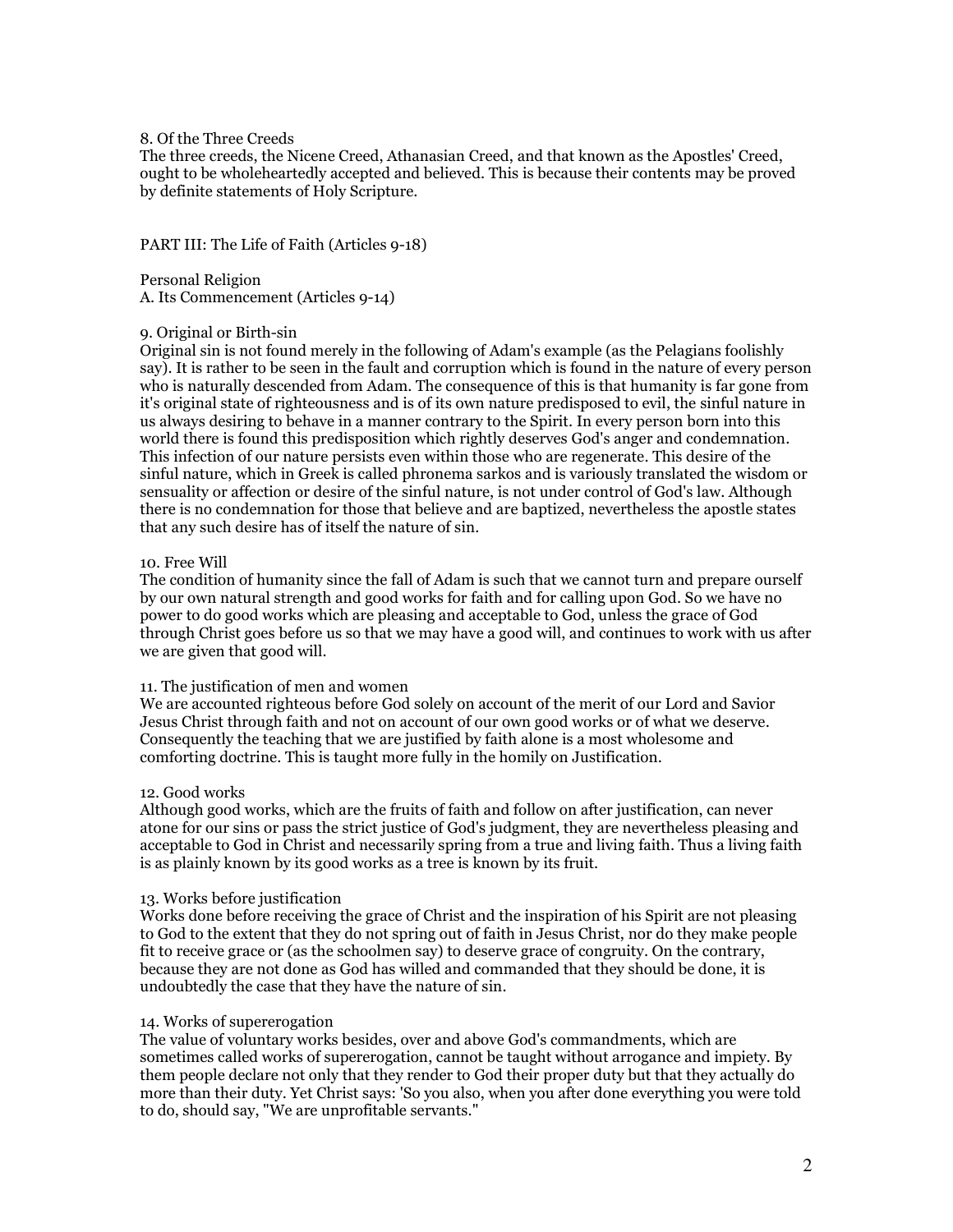8. Of the Three Creeds
The three creeds, the Nicene Creed, Athanasian Creed, and that known as the Apostles' Creed, ought to be wholeheartedly accepted and believed. This is because their contents may be proved by definite statements of Holy Scripture.

PART III: The Life of Faith (Articles 9-18)

Personal Religion
A. Its Commencement (Articles 9-14)

9. Original or Birth-sin
Original sin is not found merely in the following of Adam's example (as the Pelagians foolishly say). It is rather to be seen in the fault and corruption which is found in the nature of every person who is naturally descended from Adam. The consequence of this is that humanity is far gone from it's original state of righteousness and is of its own nature predisposed to evil, the sinful nature in us always desiring to behave in a manner contrary to the Spirit. In every person born into this world there is found this predisposition which rightly deserves God's anger and condemnation. This infection of our nature persists even within those who are regenerate. This desire of the sinful nature, which in Greek is called phronema sarkos and is variously translated the wisdom or sensuality or affection or desire of the sinful nature, is not under control of God's law. Although there is no condemnation for those that believe and are baptized, nevertheless the apostle states that any such desire has of itself the nature of sin.

10. Free Will
The condition of humanity since the fall of Adam is such that we cannot turn and prepare ourself by our own natural strength and good works for faith and for calling upon God. So we have no power to do good works which are pleasing and acceptable to God, unless the grace of God through Christ goes before us so that we may have a good will, and continues to work with us after we are given that good will.

11. The justification of men and women
We are accounted righteous before God solely on account of the merit of our Lord and Savior Jesus Christ through faith and not on account of our own good works or of what we deserve. Consequently the teaching that we are justified by faith alone is a most wholesome and comforting doctrine. This is taught more fully in the homily on Justification.

12. Good works
Although good works, which are the fruits of faith and follow on after justification, can never atone for our sins or pass the strict justice of God's judgment, they are nevertheless pleasing and acceptable to God in Christ and necessarily spring from a true and living faith. Thus a living faith is as plainly known by its good works as a tree is known by its fruit.

13. Works before justification
Works done before receiving the grace of Christ and the inspiration of his Spirit are not pleasing to God to the extent that they do not spring out of faith in Jesus Christ, nor do they make people fit to receive grace or (as the schoolmen say) to deserve grace of congruity. On the contrary, because they are not done as God has willed and commanded that they should be done, it is undoubtedly the case that they have the nature of sin.

14. Works of supererogation
The value of voluntary works besides, over and above God's commandments, which are sometimes called works of supererogation, cannot be taught without arrogance and impiety. By them people declare not only that they render to God their proper duty but that they actually do more than their duty. Yet Christ says: 'So you also, when you after done everything you were told to do, should say, "We are unprofitable servants."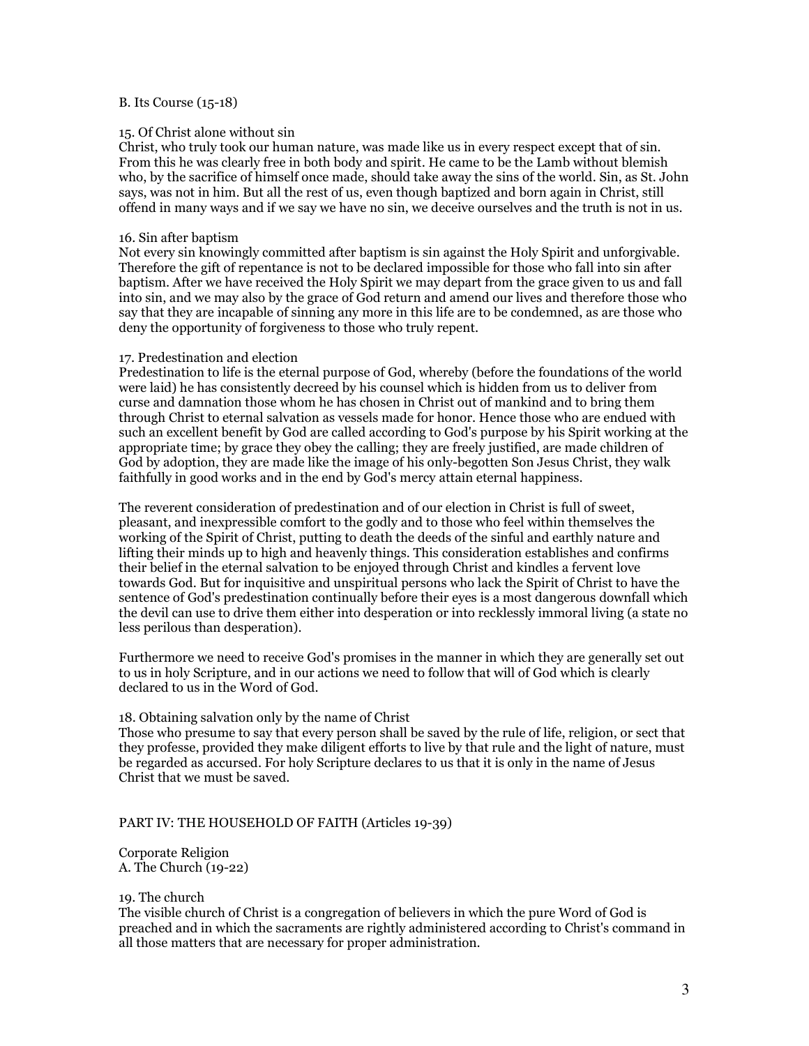B. Its Course (15-18)

15. Of Christ alone without sin
Christ, who truly took our human nature, was made like us in every respect except that of sin. From this he was clearly free in both body and spirit. He came to be the Lamb without blemish who, by the sacrifice of himself once made, should take away the sins of the world. Sin, as St. John says, was not in him. But all the rest of us, even though baptized and born again in Christ, still offend in many ways and if we say we have no sin, we deceive ourselves and the truth is not in us.

16. Sin after baptism
Not every sin knowingly committed after baptism is sin against the Holy Spirit and unforgivable. Therefore the gift of repentance is not to be declared impossible for those who fall into sin after baptism. After we have received the Holy Spirit we may depart from the grace given to us and fall into sin, and we may also by the grace of God return and amend our lives and therefore those who say that they are incapable of sinning any more in this life are to be condemned, as are those who deny the opportunity of forgiveness to those who truly repent.

17. Predestination and election
Predestination to life is the eternal purpose of God, whereby (before the foundations of the world were laid) he has consistently decreed by his counsel which is hidden from us to deliver from curse and damnation those whom he has chosen in Christ out of mankind and to bring them through Christ to eternal salvation as vessels made for honor. Hence those who are endued with such an excellent benefit by God are called according to God's purpose by his Spirit working at the appropriate time; by grace they obey the calling; they are freely justified, are made children of God by adoption, they are made like the image of his only-begotten Son Jesus Christ, they walk faithfully in good works and in the end by God's mercy attain eternal happiness.

The reverent consideration of predestination and of our election in Christ is full of sweet, pleasant, and inexpressible comfort to the godly and to those who feel within themselves the working of the Spirit of Christ, putting to death the deeds of the sinful and earthly nature and lifting their minds up to high and heavenly things. This consideration establishes and confirms their belief in the eternal salvation to be enjoyed through Christ and kindles a fervent love towards God. But for inquisitive and unspiritual persons who lack the Spirit of Christ to have the sentence of God's predestination continually before their eyes is a most dangerous downfall which the devil can use to drive them either into desperation or into recklessly immoral living (a state no less perilous than desperation).

Furthermore we need to receive God's promises in the manner in which they are generally set out to us in holy Scripture, and in our actions we need to follow that will of God which is clearly declared to us in the Word of God.

18. Obtaining salvation only by the name of Christ
Those who presume to say that every person shall be saved by the rule of life, religion, or sect that they profess, provided they make diligent efforts to live by that rule and the light of nature, must be regarded as accursed. For holy Scripture declares to us that it is only in the name of Jesus Christ that we must be saved.

## PART IV: THE HOUSEHOLD OF FAITH (Articles 19-39)

Corporate Religion
A. The Church (19-22)

19. The church
The visible church of Christ is a congregation of believers in which the pure Word of God is preached and in which the sacraments are rightly administered according to Christ's command in all those matters that are necessary for proper administration.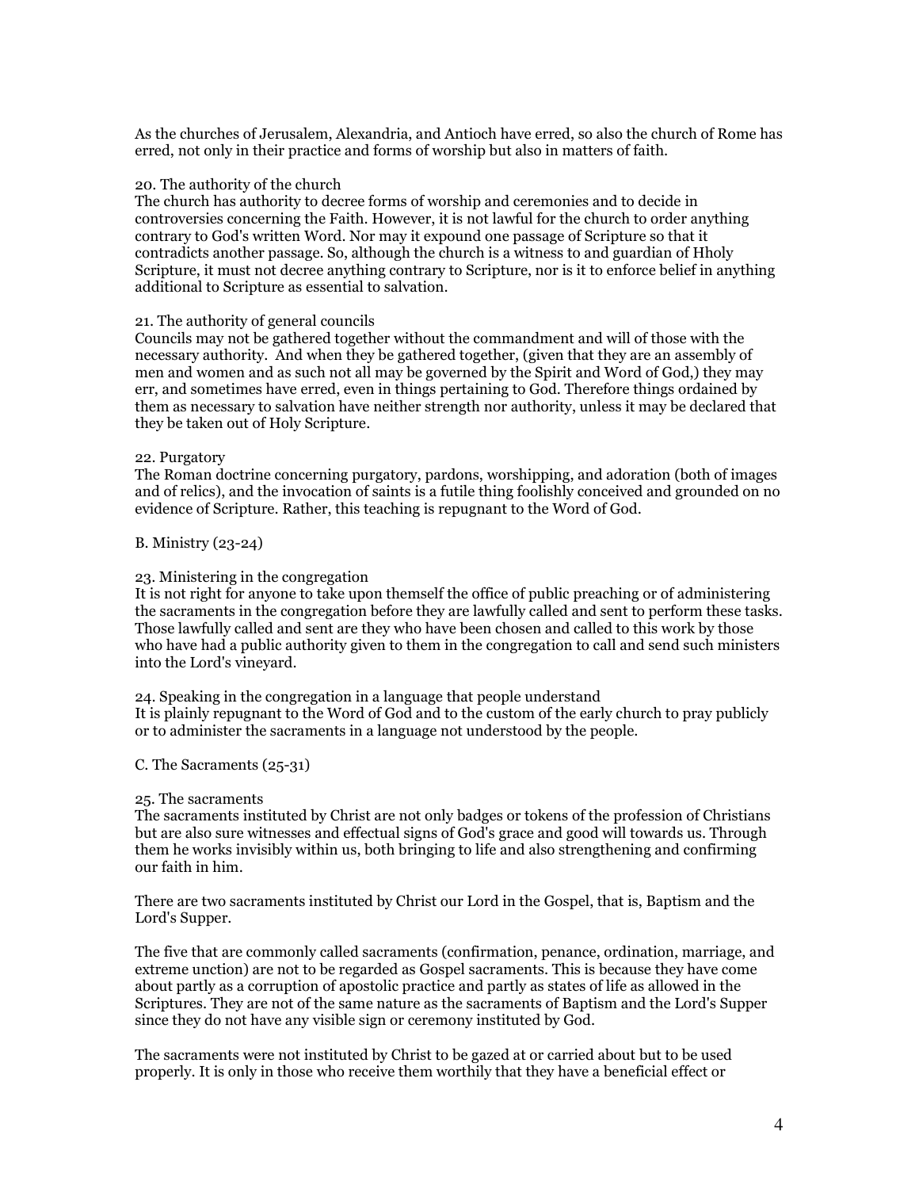As the churches of Jerusalem, Alexandria, and Antioch have erred, so also the church of Rome has erred, not only in their practice and forms of worship but also in matters of faith.

20. The authority of the church

The church has authority to decree forms of worship and ceremonies and to decide in controversies concerning the Faith. However, it is not lawful for the church to order anything contrary to God's written Word. Nor may it expound one passage of Scripture so that it contradicts another passage. So, although the church is a witness to and guardian of Hholy Scripture, it must not decree anything contrary to Scripture, nor is it to enforce belief in anything additional to Scripture as essential to salvation.

21. The authority of general councils

Councils may not be gathered together without the commandment and will of those with the necessary authority. And when they be gathered together, (given that they are an assembly of men and women and as such not all may be governed by the Spirit and Word of God,) they may err, and sometimes have erred, even in things pertaining to God. Therefore things ordained by them as necessary to salvation have neither strength nor authority, unless it may be declared that they be taken out of Holy Scripture.

22. Purgatory

The Roman doctrine concerning purgatory, pardons, worshipping, and adoration (both of images and of relics), and the invocation of saints is a futile thing foolishly conceived and grounded on no evidence of Scripture. Rather, this teaching is repugnant to the Word of God.

B. Ministry (23-24)

23. Ministering in the congregation

It is not right for anyone to take upon themself the office of public preaching or of administering the sacraments in the congregation before they are lawfully called and sent to perform these tasks. Those lawfully called and sent are they who have been chosen and called to this work by those who have had a public authority given to them in the congregation to call and send such ministers into the Lord's vineyard.

24. Speaking in the congregation in a language that people understand

It is plainly repugnant to the Word of God and to the custom of the early church to pray publicly or to administer the sacraments in a language not understood by the people.

C. The Sacraments (25-31)

25. The sacraments

The sacraments instituted by Christ are not only badges or tokens of the profession of Christians but are also sure witnesses and effectual signs of God's grace and good will towards us. Through them he works invisibly within us, both bringing to life and also strengthening and confirming our faith in him.

There are two sacraments instituted by Christ our Lord in the Gospel, that is, Baptism and the Lord's Supper.

The five that are commonly called sacraments (confirmation, penance, ordination, marriage, and extreme unction) are not to be regarded as Gospel sacraments. This is because they have come about partly as a corruption of apostolic practice and partly as states of life as allowed in the Scriptures. They are not of the same nature as the sacraments of Baptism and the Lord's Supper since they do not have any visible sign or ceremony instituted by God.

The sacraments were not instituted by Christ to be gazed at or carried about but to be used properly. It is only in those who receive them worthily that they have a beneficial effect or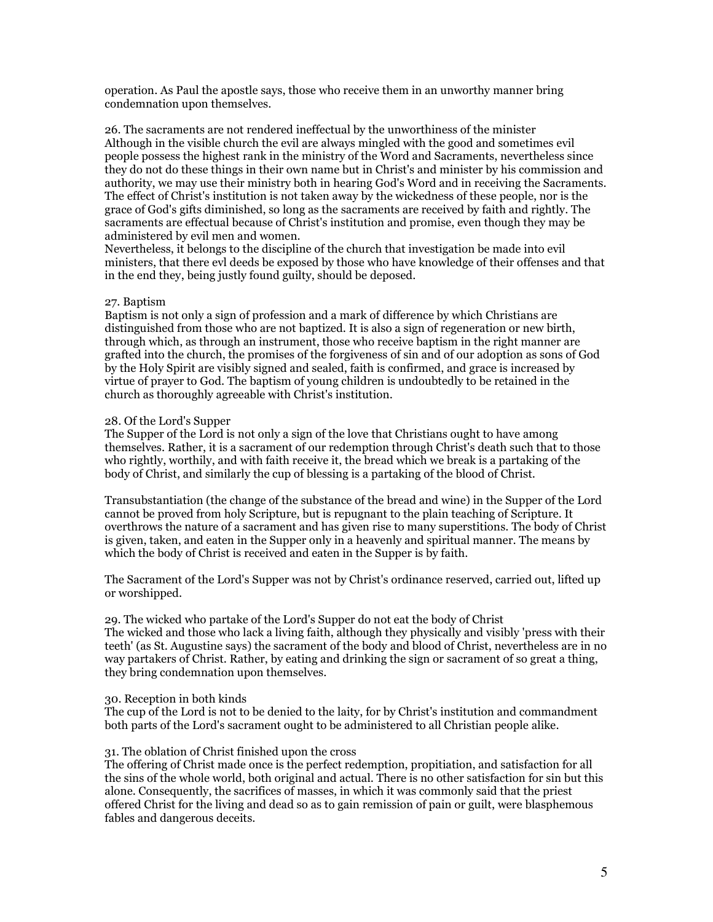operation. As Paul the apostle says, those who receive them in an unworthy manner bring condemnation upon themselves.

## 26. The sacraments are not rendered ineffectual by the unworthiness of the minister

Although in the visible church the evil are always mingled with the good and sometimes evil people possess the highest rank in the ministry of the Word and Sacraments, nevertheless since they do not do these things in their own name but in Christ's and minister by his commission and authority, we may use their ministry both in hearing God's Word and in receiving the Sacraments. The effect of Christ's institution is not taken away by the wickedness of these people, nor is the grace of God's gifts diminished, so long as the sacraments are received by faith and rightly. The sacraments are effectual because of Christ's institution and promise, even though they may be administered by evil men and women.

Nevertheless, it belongs to the discipline of the church that investigation be made into evil ministers, that there evl deeds be exposed by those who have knowledge of their offenses and that in the end they, being justly found guilty, should be deposed.

## 27. Baptism

Baptism is not only a sign of profession and a mark of difference by which Christians are distinguished from those who are not baptized. It is also a sign of regeneration or new birth, through which, as through an instrument, those who receive baptism in the right manner are grafted into the church, the promises of the forgiveness of sin and of our adoption as sons of God by the Holy Spirit are visibly signed and sealed, faith is confirmed, and grace is increased by virtue of prayer to God. The baptism of young children is undoubtedly to be retained in the church as thoroughly agreeable with Christ's institution.

## 28. Of the Lord's Supper

The Supper of the Lord is not only a sign of the love that Christians ought to have among themselves. Rather, it is a sacrament of our redemption through Christ's death such that to those who rightly, worthily, and with faith receive it, the bread which we break is a partaking of the body of Christ, and similarly the cup of blessing is a partaking of the blood of Christ.

Transubstantiation (the change of the substance of the bread and wine) in the Supper of the Lord cannot be proved from holy Scripture, but is repugnant to the plain teaching of Scripture. It overthrows the nature of a sacrament and has given rise to many superstitions. The body of Christ is given, taken, and eaten in the Supper only in a heavenly and spiritual manner. The means by which the body of Christ is received and eaten in the Supper is by faith.

The Sacrament of the Lord's Supper was not by Christ's ordinance reserved, carried out, lifted up or worshipped.

## 29. The wicked who partake of the Lord's Supper do not eat the body of Christ

The wicked and those who lack a living faith, although they physically and visibly 'press with their teeth' (as St. Augustine says) the sacrament of the body and blood of Christ, nevertheless are in no way partakers of Christ. Rather, by eating and drinking the sign or sacrament of so great a thing, they bring condemnation upon themselves.

## 30. Reception in both kinds

The cup of the Lord is not to be denied to the laity, for by Christ's institution and commandment both parts of the Lord's sacrament ought to be administered to all Christian people alike.

## 31. The oblation of Christ finished upon the cross

The offering of Christ made once is the perfect redemption, propitiation, and satisfaction for all the sins of the whole world, both original and actual. There is no other satisfaction for sin but this alone. Consequently, the sacrifices of masses, in which it was commonly said that the priest offered Christ for the living and dead so as to gain remission of pain or guilt, were blasphemous fables and dangerous deceits.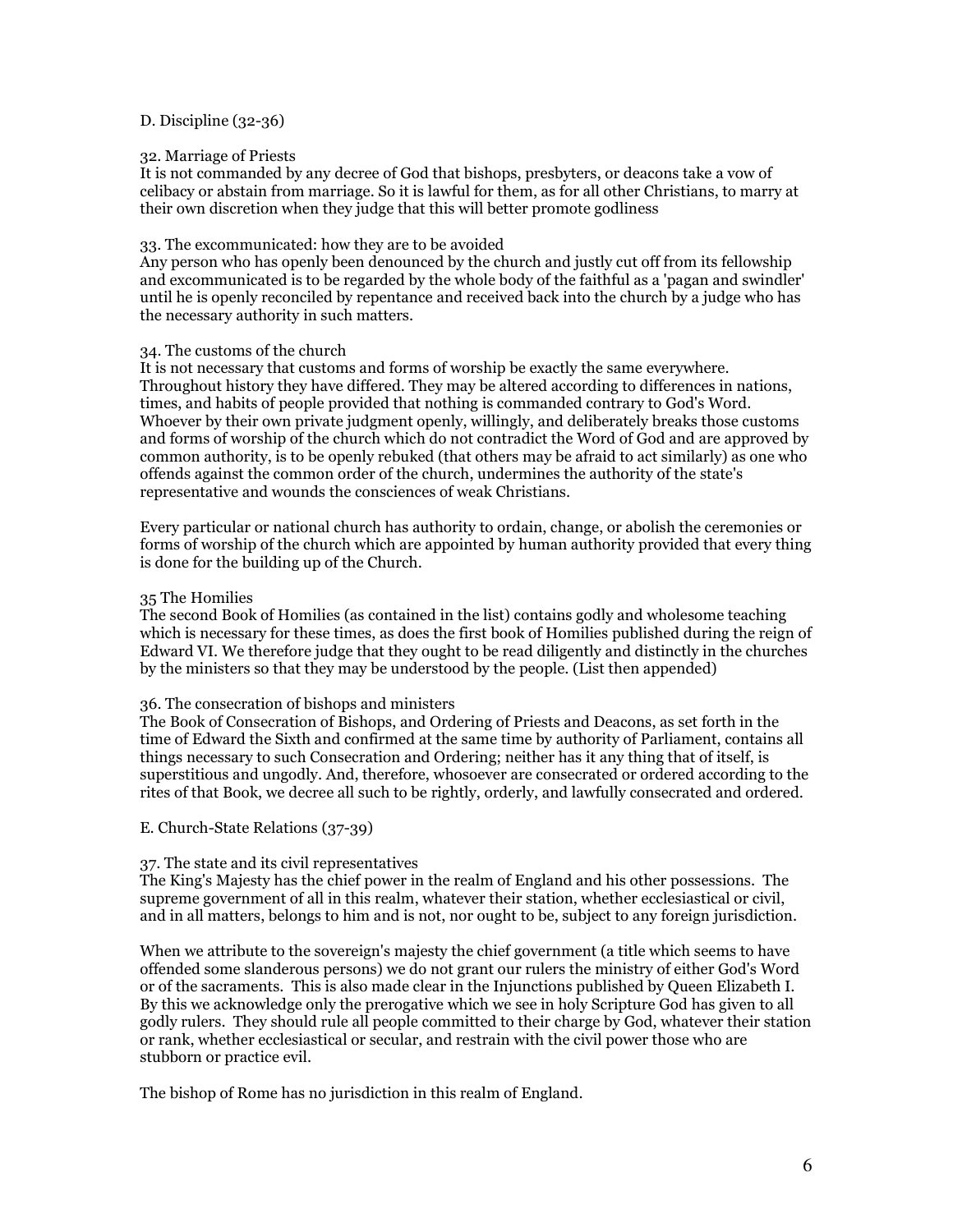## D. Discipline (32-36)

### 32. Marriage of Priests

It is not commanded by any decree of God that bishops, presbyters, or deacons take a vow of celibacy or abstain from marriage. So it is lawful for them, as for all other Christians, to marry at their own discretion when they judge that this will better promote godliness

### 33. The excommunicated: how they are to be avoided

Any person who has openly been denounced by the church and justly cut off from its fellowship and excommunicated is to be regarded by the whole body of the faithful as a 'pagan and swindler' until he is openly reconciled by repentance and received back into the church by a judge who has the necessary authority in such matters.

### 34. The customs of the church

It is not necessary that customs and forms of worship be exactly the same everywhere. Throughout history they have differed. They may be altered according to differences in nations, times, and habits of people provided that nothing is commanded contrary to God's Word. Whoever by their own private judgment openly, willingly, and deliberately breaks those customs and forms of worship of the church which do not contradict the Word of God and are approved by common authority, is to be openly rebuked (that others may be afraid to act similarly) as one who offends against the common order of the church, undermines the authority of the state's representative and wounds the consciences of weak Christians.

Every particular or national church has authority to ordain, change, or abolish the ceremonies or forms of worship of the church which are appointed by human authority provided that every thing is done for the building up of the Church.

### 35 The Homilies

The second Book of Homilies (as contained in the list) contains godly and wholesome teaching which is necessary for these times, as does the first book of Homilies published during the reign of Edward VI. We therefore judge that they ought to be read diligently and distinctly in the churches by the ministers so that they may be understood by the people. (List then appended)

### 36. The consecration of bishops and ministers

The Book of Consecration of Bishops, and Ordering of Priests and Deacons, as set forth in the time of Edward the Sixth and confirmed at the same time by authority of Parliament, contains all things necessary to such Consecration and Ordering; neither has it any thing that of itself, is superstitious and ungodly. And, therefore, whosoever are consecrated or ordered according to the rites of that Book, we decree all such to be rightly, orderly, and lawfully consecrated and ordered.

## E. Church-State Relations (37-39)

### 37. The state and its civil representatives

The King's Majesty has the chief power in the realm of England and his other possessions. The supreme government of all in this realm, whatever their station, whether ecclesiastical or civil, and in all matters, belongs to him and is not, nor ought to be, subject to any foreign jurisdiction.

When we attribute to the sovereign's majesty the chief government (a title which seems to have offended some slanderous persons) we do not grant our rulers the ministry of either God's Word or of the sacraments. This is also made clear in the Injunctions published by Queen Elizabeth I. By this we acknowledge only the prerogative which we see in holy Scripture God has given to all godly rulers. They should rule all people committed to their charge by God, whatever their station or rank, whether ecclesiastical or secular, and restrain with the civil power those who are stubborn or practice evil.

The bishop of Rome has no jurisdiction in this realm of England.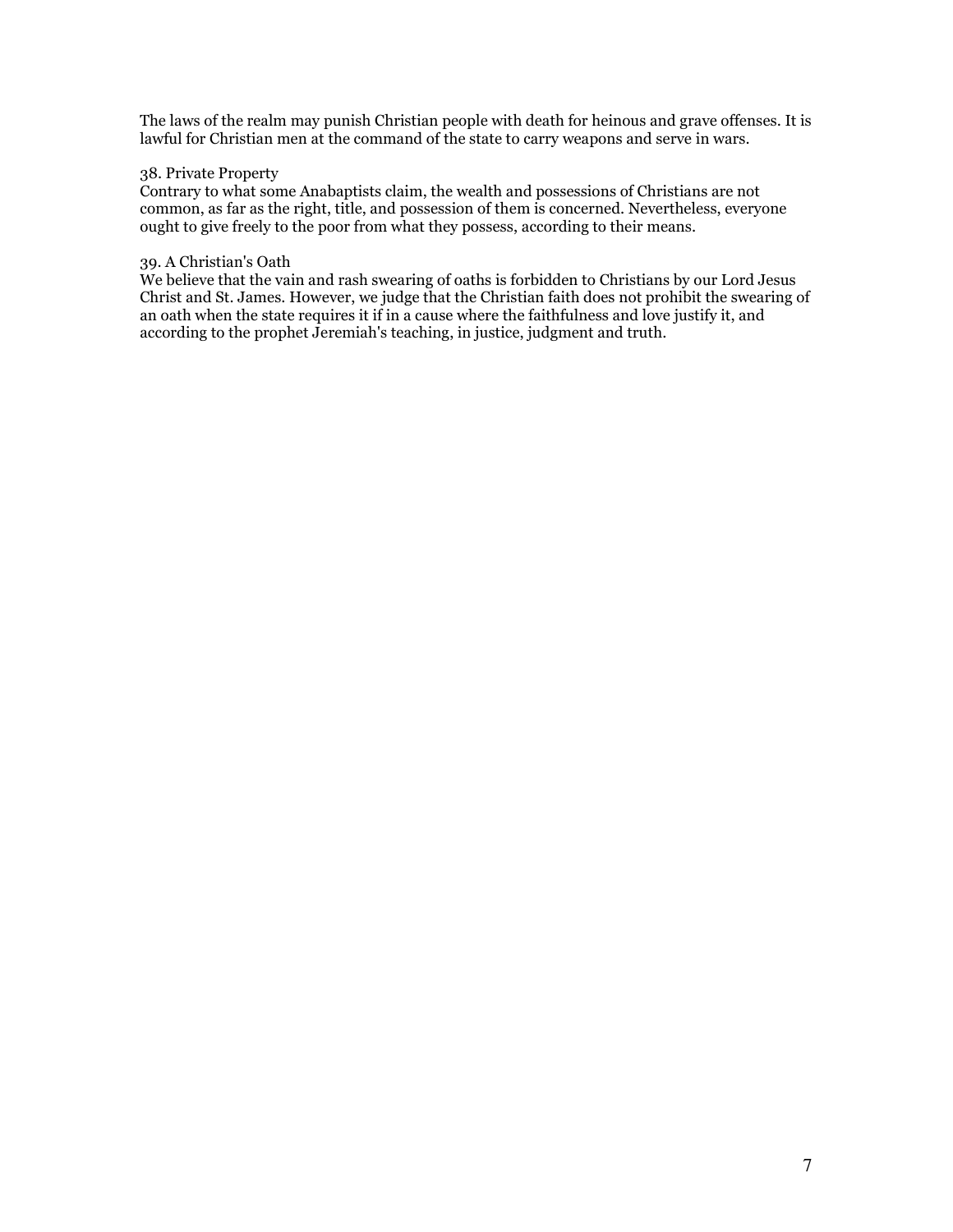The laws of the realm may punish Christian people with death for heinous and grave offenses. It is lawful for Christian men at the command of the state to carry weapons and serve in wars.

38. Private Property
Contrary to what some Anabaptists claim, the wealth and possessions of Christians are not common, as far as the right, title, and possession of them is concerned. Nevertheless, everyone ought to give freely to the poor from what they possess, according to their means.

39. A Christian's Oath
We believe that the vain and rash swearing of oaths is forbidden to Christians by our Lord Jesus Christ and St. James. However, we judge that the Christian faith does not prohibit the swearing of an oath when the state requires it if in a cause where the faithfulness and love justify it, and according to the prophet Jeremiah's teaching, in justice, judgment and truth.